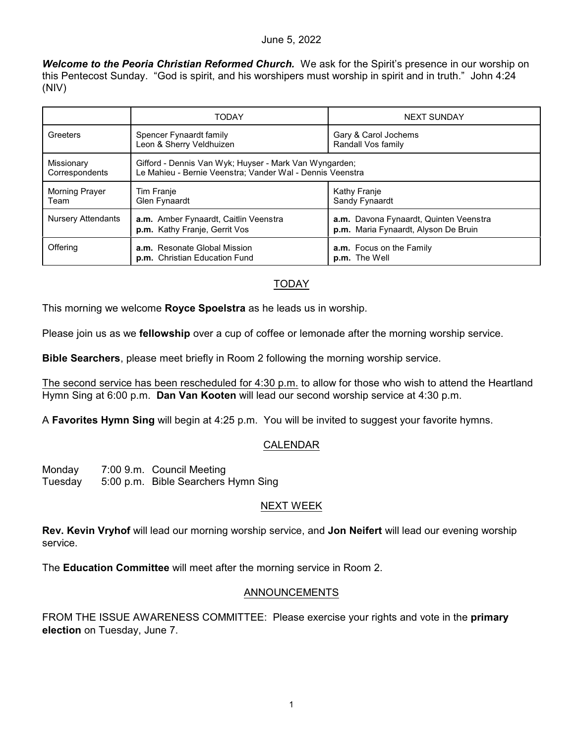June 5, 2022

***Welcome to the Peoria Christian Reformed Church.*** We ask for the Spirit's presence in our worship on this Pentecost Sunday. "God is spirit, and his worshipers must worship in spirit and in truth." John 4:24 (NIV)

| | TODAY | NEXT SUNDAY |
|---|---|---|
| Greeters | Spencer Fynaardt family<br>Leon & Sherry Veldhuizen | Gary & Carol Jochems<br>Randall Vos family |
| Missionary Correspondents | Gifford - Dennis Van Wyk; Huyser - Mark Van Wyngarden;<br>Le Mahieu - Bernie Veenstra; Vander Wal - Dennis Veenstra | |
| Morning Prayer Team | Tim Franje<br>Glen Fynaardt | Kathy Franje<br>Sandy Fynaardt |
| Nursery Attendants | **a.m.** Amber Fynaardt, Caitlin Veenstra<br>**p.m.** Kathy Franje, Gerrit Vos | **a.m.** Davona Fynaardt, Quinten Veenstra<br>**p.m.** Maria Fynaardt, Alyson De Bruin |
| Offering | **a.m.** Resonate Global Mission<br>**p.m.** Christian Education Fund | **a.m.** Focus on the Family<br>**p.m.** The Well |

## TODAY

This morning we welcome **Royce Spoelstra** as he leads us in worship.

Please join us as we **fellowship** over a cup of coffee or lemonade after the morning worship service.

**Bible Searchers**, please meet briefly in Room 2 following the morning worship service.

The second service has been rescheduled for 4:30 p.m. to allow for those who wish to attend the Heartland Hymn Sing at 6:00 p.m. **Dan Van Kooten** will lead our second worship service at 4:30 p.m.

A **Favorites Hymn Sing** will begin at 4:25 p.m. You will be invited to suggest your favorite hymns.

## CALENDAR

Monday 7:00 9.m. Council Meeting
Tuesday 5:00 p.m. Bible Searchers Hymn Sing

## NEXT WEEK

**Rev. Kevin Vryhof** will lead our morning worship service, and **Jon Neifert** will lead our evening worship service.

The **Education Committee** will meet after the morning service in Room 2.

## ANNOUNCEMENTS

FROM THE ISSUE AWARENESS COMMITTEE: Please exercise your rights and vote in the **primary election** on Tuesday, June 7.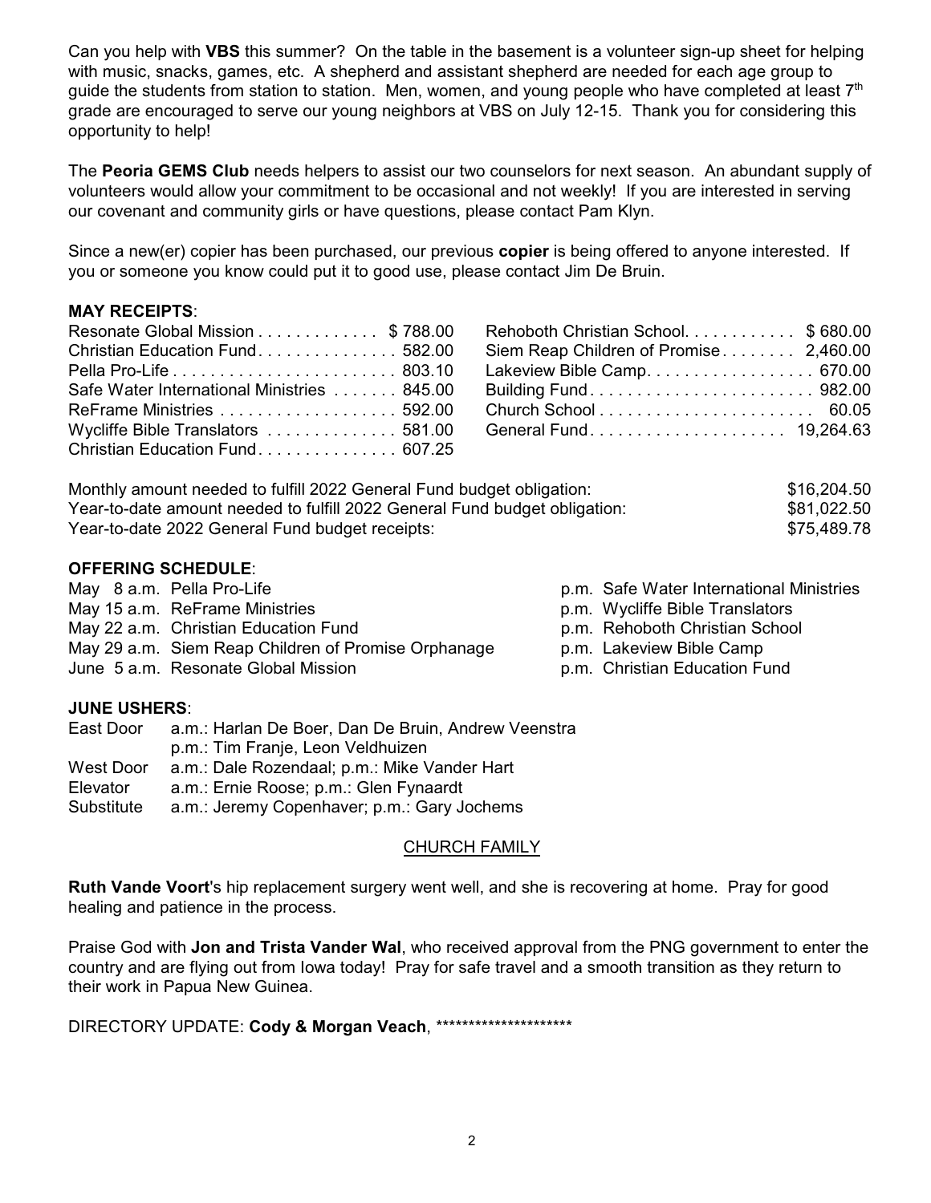Can you help with **VBS** this summer? On the table in the basement is a volunteer sign-up sheet for helping with music, snacks, games, etc. A shepherd and assistant shepherd are needed for each age group to guide the students from station to station. Men, women, and young people who have completed at least 7th grade are encouraged to serve our young neighbors at VBS on July 12-15. Thank you for considering this opportunity to help!

The **Peoria GEMS Club** needs helpers to assist our two counselors for next season. An abundant supply of volunteers would allow your commitment to be occasional and not weekly! If you are interested in serving our covenant and community girls or have questions, please contact Pam Klyn.

Since a new(er) copier has been purchased, our previous **copier** is being offered to anyone interested. If you or someone you know could put it to good use, please contact Jim De Bruin.

**MAY RECEIPTS**:

| | |
|---|---|
| Resonate Global Mission | $ 788.00 |
| Christian Education Fund | 582.00 |
| Pella Pro-Life | 803.10 |
| Safe Water International Ministries | 845.00 |
| ReFrame Ministries | 592.00 |
| Wycliffe Bible Translators | 581.00 |
| Christian Education Fund | 607.25 |
| Rehoboth Christian School | $ 680.00 |
| Siem Reap Children of Promise | 2,460.00 |
| Lakeview Bible Camp | 670.00 |
| Building Fund | 982.00 |
| Church School | 60.05 |
| General Fund | 19,264.63 |

| | |
|---|---|
| Monthly amount needed to fulfill 2022 General Fund budget obligation: | $16,204.50 |
| Year-to-date amount needed to fulfill 2022 General Fund budget obligation: | $81,022.50 |
| Year-to-date 2022 General Fund budget receipts: | $75,489.78 |

**OFFERING SCHEDULE**:

| | | |
|---|---|---|
| May 8 | a.m. Pella Pro-Life | p.m. Safe Water International Ministries |
| May 15 | a.m. ReFrame Ministries | p.m. Wycliffe Bible Translators |
| May 22 | a.m. Christian Education Fund | p.m. Rehoboth Christian School |
| May 29 | a.m. Siem Reap Children of Promise Orphanage | p.m. Lakeview Bible Camp |
| June 5 | a.m. Resonate Global Mission | p.m. Christian Education Fund |

**JUNE USHERS**:

| | |
|---|---|
| East Door | a.m.: Harlan De Boer, Dan De Bruin, Andrew Veenstra<br>p.m.: Tim Franje, Leon Veldhuizen |
| West Door | a.m.: Dale Rozendaal; p.m.: Mike Vander Hart |
| Elevator | a.m.: Ernie Roose; p.m.: Glen Fynaardt |
| Substitute | a.m.: Jeremy Copenhaver; p.m.: Gary Jochems |

## CHURCH FAMILY

**Ruth Vande Voort**'s hip replacement surgery went well, and she is recovering at home. Pray for good healing and patience in the process.

Praise God with **Jon and Trista Vander Wal**, who received approval from the PNG government to enter the country and are flying out from Iowa today! Pray for safe travel and a smooth transition as they return to their work in Papua New Guinea.

DIRECTORY UPDATE: **Cody & Morgan Veach**, *********************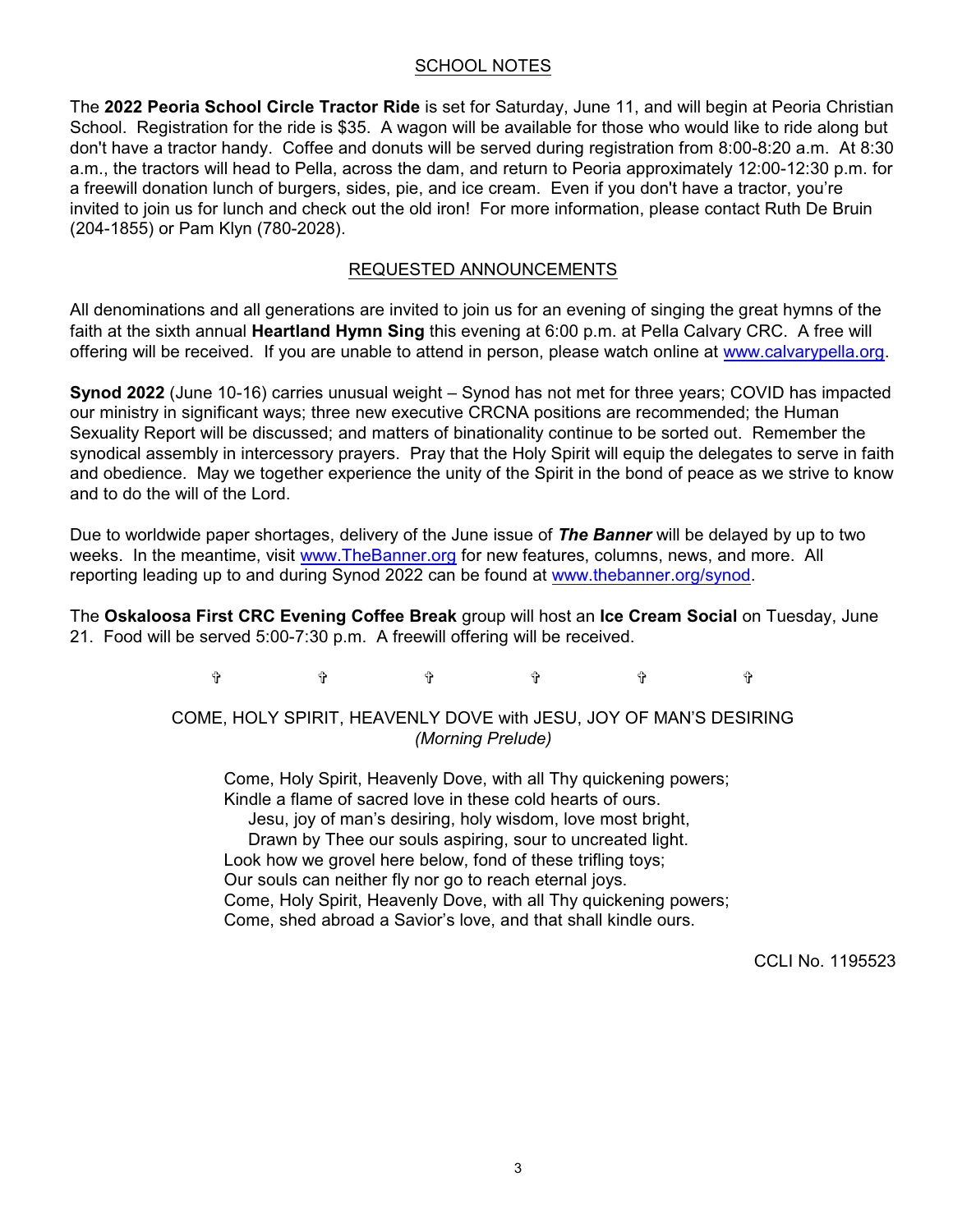## SCHOOL NOTES

The **2022 Peoria School Circle Tractor Ride** is set for Saturday, June 11, and will begin at Peoria Christian School. Registration for the ride is $35. A wagon will be available for those who would like to ride along but don't have a tractor handy. Coffee and donuts will be served during registration from 8:00-8:20 a.m. At 8:30 a.m., the tractors will head to Pella, across the dam, and return to Peoria approximately 12:00-12:30 p.m. for a freewill donation lunch of burgers, sides, pie, and ice cream. Even if you don't have a tractor, you're invited to join us for lunch and check out the old iron! For more information, please contact Ruth De Bruin (204-1855) or Pam Klyn (780-2028).

## REQUESTED ANNOUNCEMENTS

All denominations and all generations are invited to join us for an evening of singing the great hymns of the faith at the sixth annual **Heartland Hymn Sing** this evening at 6:00 p.m. at Pella Calvary CRC. A free will offering will be received. If you are unable to attend in person, please watch online at www.calvarypella.org.

**Synod 2022** (June 10-16) carries unusual weight – Synod has not met for three years; COVID has impacted our ministry in significant ways; three new executive CRCNA positions are recommended; the Human Sexuality Report will be discussed; and matters of binationality continue to be sorted out. Remember the synodical assembly in intercessory prayers. Pray that the Holy Spirit will equip the delegates to serve in faith and obedience. May we together experience the unity of the Spirit in the bond of peace as we strive to know and to do the will of the Lord.

Due to worldwide paper shortages, delivery of the June issue of ***The Banner*** will be delayed by up to two weeks. In the meantime, visit www.TheBanner.org for new features, columns, news, and more. All reporting leading up to and during Synod 2022 can be found at www.thebanner.org/synod.

The **Oskaloosa First CRC Evening Coffee Break** group will host an **Ice Cream Social** on Tuesday, June 21. Food will be served 5:00-7:30 p.m. A freewill offering will be received.

✞ ✞ ✞ ✞ ✞ ✞

COME, HOLY SPIRIT, HEAVENLY DOVE with JESU, JOY OF MAN'S DESIRING
*(Morning Prelude)*

Come, Holy Spirit, Heavenly Dove, with all Thy quickening powers;
Kindle a flame of sacred love in these cold hearts of ours.
Jesu, joy of man's desiring, holy wisdom, love most bright,
Drawn by Thee our souls aspiring, sour to uncreated light.
Look how we grovel here below, fond of these trifling toys;
Our souls can neither fly nor go to reach eternal joys.
Come, Holy Spirit, Heavenly Dove, with all Thy quickening powers;
Come, shed abroad a Savior's love, and that shall kindle ours.

CCLI No. 1195523